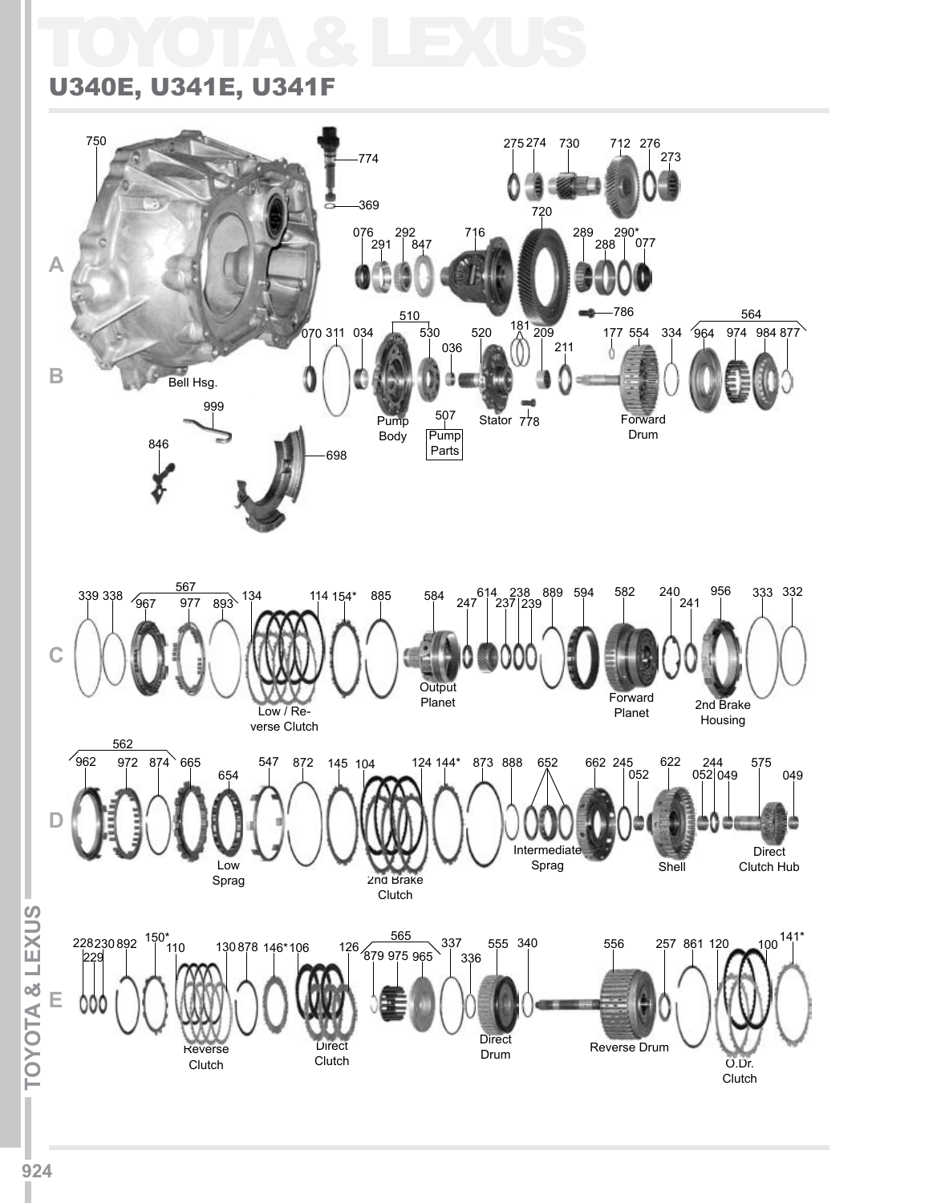# TOYOTA & LEXUS

## U340E, U341E, U341F

**A**

750 Bell Hsg.
774
369
275 274 730 712 276 273
720
076 291 292 847 716 289 290* 288 077
786

**B**

070 311 034 510 Pump Body 530 036 507 Pump Parts 520 Stator 778 181 209 211 177 554 Forward Drum 334 564: 964 974 984 877

999
846
698

**C**

339 338 567: 967 977 893 134 114 154* Low / Reverse Clutch 885 584 Output Planet 247 614 237 238 239 889 594 582 Forward Planet 240 241 956 2nd Brake Housing 333 332

**D**

562: 962 972 874 665 654 Low Sprag 547 872 145 104 124 144* 2nd Brake Clutch 873 888 652 Intermediate Sprag 662 245 052 622 Shell 244 052 049 575 Direct Clutch Hub 049

**E**

228 229 230 892 150* 110 130 Reverse Clutch 878 146* 106 126 Direct Clutch 565: 879 975 965 337 336 555 Direct Drum 340 556 Reverse Drum 257 861 120 100 141* O.Dr. Clutch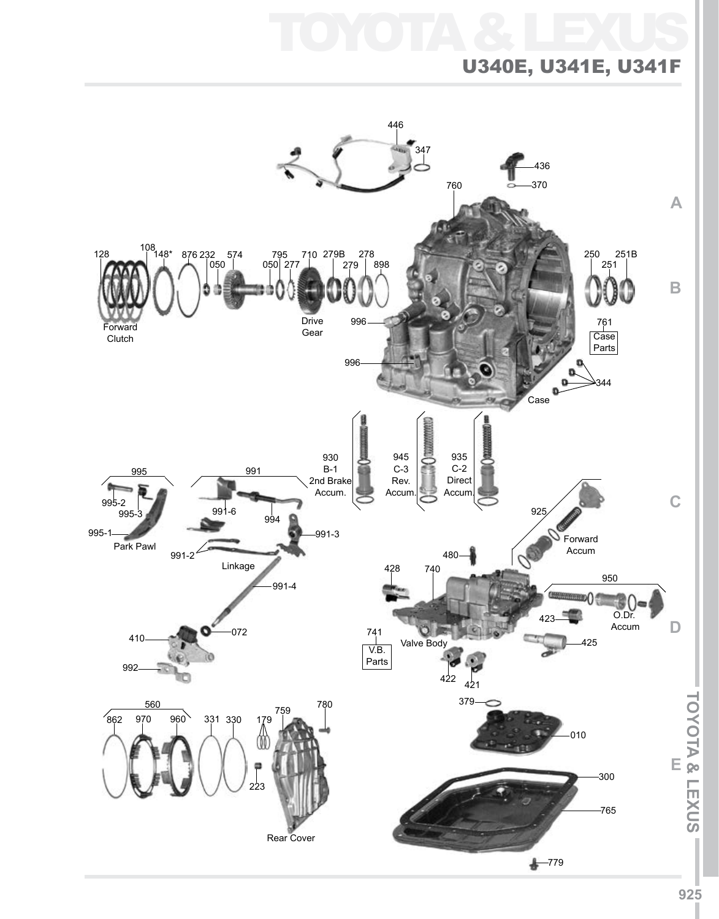# TOYOTA & LEXUS

## U340E, U341E, U341F

446
347
436
370
760

128
108
148*
876
232
050
574
795
050
277
710
279B
279
278
898

Forward Clutch

Drive Gear

996

996

250
251
251B

761
Case Parts

344

Case

930
B-1
2nd Brake
Accum.

945
C-3
Rev.
Accum.

935
C-2
Direct
Accum.

995
995-2
995-3
995-1
Park Pawl

991
991-6
994
991-3
991-2
Linkage
991-4

410
072
992

925
Forward Accum

480
428
740

950
423
O.Dr. Accum
425

741
V.B. Parts

Valve Body

422
421

379
010

560
862
970
960
331
330
179
759
780
223

Rear Cover

300
765
779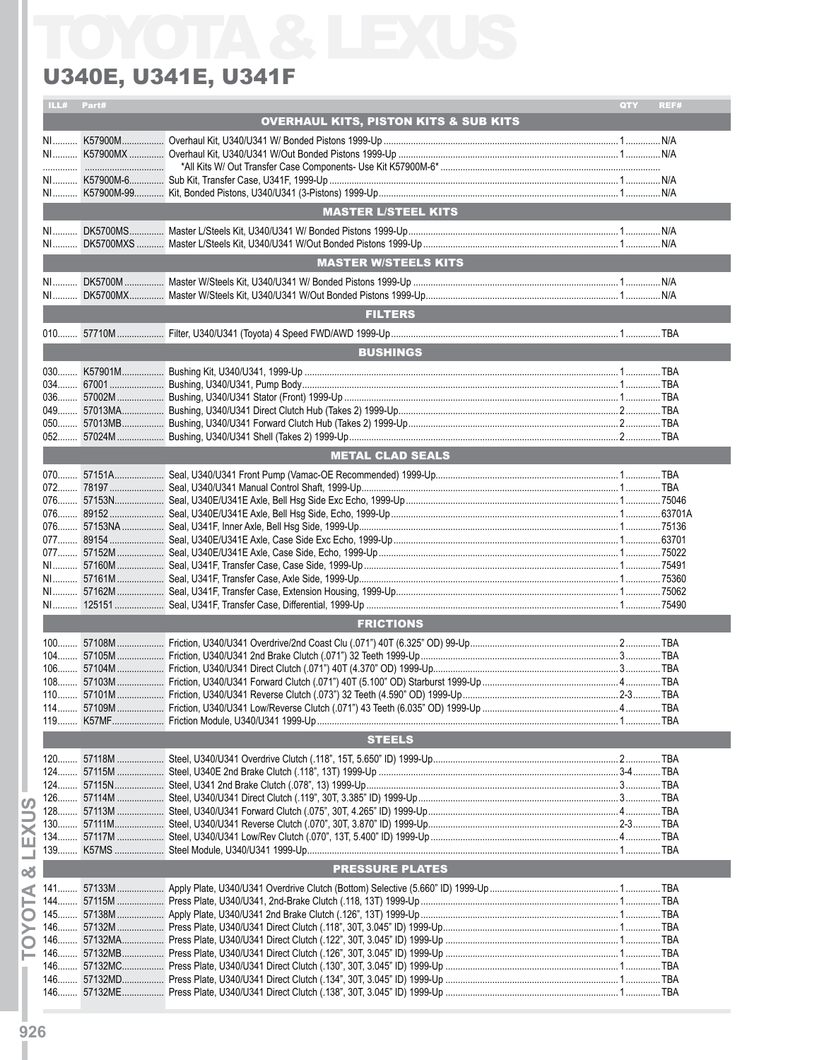# TOYOTA & LEXUS

## U340E, U341E, U341F

| ILL# | Part# | | QTY | REF# |
|---|---|---|---|---|
| | | **OVERHAUL KITS, PISTON KITS & SUB KITS** | | |
| NI | K57900M | Overhaul Kit, U340/U341 W/ Bonded Pistons 1999-Up | 1 | N/A |
| NI | K57900MX | Overhaul Kit, U340/U341 W/Out Bonded Pistons 1999-Up | 1 | N/A |
| | | *All Kits W/ Out Transfer Case Components- Use Kit K57900M-6* | | |
| NI | K57900M-6 | Sub Kit, Transfer Case, U341F, 1999-Up | 1 | N/A |
| NI | K57900M-99 | Kit, Bonded Pistons, U340/U341 (3-Pistons) 1999-Up | 1 | N/A |
| | | **MASTER L/STEEL KITS** | | |
| NI | DK5700MS | Master L/Steels Kit, U340/U341 W/ Bonded Pistons 1999-Up | 1 | N/A |
| NI | DK5700MXS | Master L/Steels Kit, U340/U341 W/Out Bonded Pistons 1999-Up | 1 | N/A |
| | | **MASTER W/STEELS KITS** | | |
| NI | DK5700M | Master W/Steels Kit, U340/U341 W/ Bonded Pistons 1999-Up | 1 | N/A |
| NI | DK5700MX | Master W/Steels Kit, U340/U341 W/Out Bonded Pistons 1999-Up | 1 | N/A |
| | | **FILTERS** | | |
| 010 | 57710M | Filter, U340/U341 (Toyota) 4 Speed FWD/AWD 1999-Up | 1 | TBA |
| | | **BUSHINGS** | | |
| 030 | K57901M | Bushing Kit, U340/U341, 1999-Up | 1 | TBA |
| 034 | 67001 | Bushing, U340/U341, Pump Body | 1 | TBA |
| 036 | 57002M | Bushing, U340/U341 Stator (Front) 1999-Up | 1 | TBA |
| 049 | 57013MA | Bushing, U340/U341 Direct Clutch Hub (Takes 2) 1999-Up | 2 | TBA |
| 050 | 57013MB | Bushing, U340/U341 Forward Clutch Hub (Takes 2) 1999-Up | 2 | TBA |
| 052 | 57024M | Bushing, U340/U341 Shell (Takes 2) 1999-Up | 2 | TBA |
| | | **METAL CLAD SEALS** | | |
| 070 | 57151A | Seal, U340/U341 Front Pump (Vamac-OE Recommended) 1999-Up | 1 | TBA |
| 072 | 78197 | Seal, U340/U341 Manual Control Shaft, 1999-Up | 1 | TBA |
| 076 | 57153N | Seal, U340E/U341E Axle, Bell Hsg Side Exc Echo, 1999-Up | 1 | 75046 |
| 076 | 89152 | Seal, U340E/U341E Axle, Bell Hsg Side, Echo, 1999-Up | 1 | 63701A |
| 076 | 57153NA | Seal, U341F, Inner Axle, Bell Hsg Side, 1999-Up | 1 | 75136 |
| 077 | 89154 | Seal, U340E/U341E Axle, Case Side Exc Echo, 1999-Up | 1 | 63701 |
| 077 | 57152M | Seal, U340E/U341E Axle, Case Side, Echo, 1999-Up | 1 | 75022 |
| NI | 57160M | Seal, U341F, Transfer Case, Case Side, 1999-Up | 1 | 75491 |
| NI | 57161M | Seal, U341F, Transfer Case, Axle Side, 1999-Up | 1 | 75360 |
| NI | 57162M | Seal, U341F, Transfer Case, Extension Housing, 1999-Up | 1 | 75062 |
| NI | 125151 | Seal, U341F, Transfer Case, Differential, 1999-Up | 1 | 75490 |
| | | **FRICTIONS** | | |
| 100 | 57108M | Friction, U340/U341 Overdrive/2nd Coast Clu (.071") 40T (6.325" OD) 99-Up | 2 | TBA |
| 104 | 57105M | Friction, U340/U341 2nd Brake Clutch (.071") 32 Teeth 1999-Up | 3 | TBA |
| 106 | 57104M | Friction, U340/U341 Direct Clutch (.071") 40T (4.370" OD) 1999-Up | 3 | TBA |
| 108 | 57103M | Friction, U340/U341 Forward Clutch (.071") 40T (5.100" OD) Starburst 1999-Up | 4 | TBA |
| 110 | 57101M | Friction, U340/U341 Reverse Clutch (.073") 32 Teeth (4.590" OD) 1999-Up | 2-3 | TBA |
| 114 | 57109M | Friction, U340/U341 Low/Reverse Clutch (.071") 43 Teeth (6.035" OD) 1999-Up | 4 | TBA |
| 119 | K57MF | Friction Module, U340/U341 1999-Up | 1 | TBA |
| | | **STEELS** | | |
| 120 | 57118M | Steel, U340/U341 Overdrive Clutch (.118", 15T, 5.650" ID) 1999-Up | 2 | TBA |
| 124 | 57115M | Steel, U340E 2nd Brake Clutch (.118", 13T) 1999-Up | 3-4 | TBA |
| 124 | 57115N | Steel, U341 2nd Brake Clutch (.078", 13) 1999-Up | 3 | TBA |
| 126 | 57114M | Steel, U340/U341 Direct Clutch (.119", 30T, 3.385" ID) 1999-Up | 3 | TBA |
| 128 | 57113M | Steel, U340/U341 Forward Clutch (.075", 30T, 4.265" ID) 1999-Up | 4 | TBA |
| 130 | 57111M | Steel, U340/U341 Reverse Clutch (.070", 30T, 3.870" ID) 1999-Up | 2-3 | TBA |
| 134 | 57117M | Steel, U340/U341 Low/Rev Clutch (.070", 13T, 5.400" ID) 1999-Up | 4 | TBA |
| 139 | K57MS | Steel Module, U340/U341 1999-Up | 1 | TBA |
| | | **PRESSURE PLATES** | | |
| 141 | 57133M | Apply Plate, U340/U341 Overdrive Clutch (Bottom) Selective (5.660" ID) 1999-Up | 1 | TBA |
| 144 | 57115M | Press Plate, U340/U341, 2nd-Brake Clutch (.118, 13T) 1999-Up | 1 | TBA |
| 145 | 57138M | Apply Plate, U340/U341 2nd Brake Clutch (.126", 13T) 1999-Up | 1 | TBA |
| 146 | 57132M | Press Plate, U340/U341 Direct Clutch (.118", 30T, 3.045" ID) 1999-Up | 1 | TBA |
| 146 | 57132MA | Press Plate, U340/U341 Direct Clutch (.122", 30T, 3.045" ID) 1999-Up | 1 | TBA |
| 146 | 57132MB | Press Plate, U340/U341 Direct Clutch (.126", 30T, 3.045" ID) 1999-Up | 1 | TBA |
| 146 | 57132MC | Press Plate, U340/U341 Direct Clutch (.130", 30T, 3.045" ID) 1999-Up | 1 | TBA |
| 146 | 57132MD | Press Plate, U340/U341 Direct Clutch (.134", 30T, 3.045" ID) 1999-Up | 1 | TBA |
| 146 | 57132ME | Press Plate, U340/U341 Direct Clutch (.138", 30T, 3.045" ID) 1999-Up | 1 | TBA |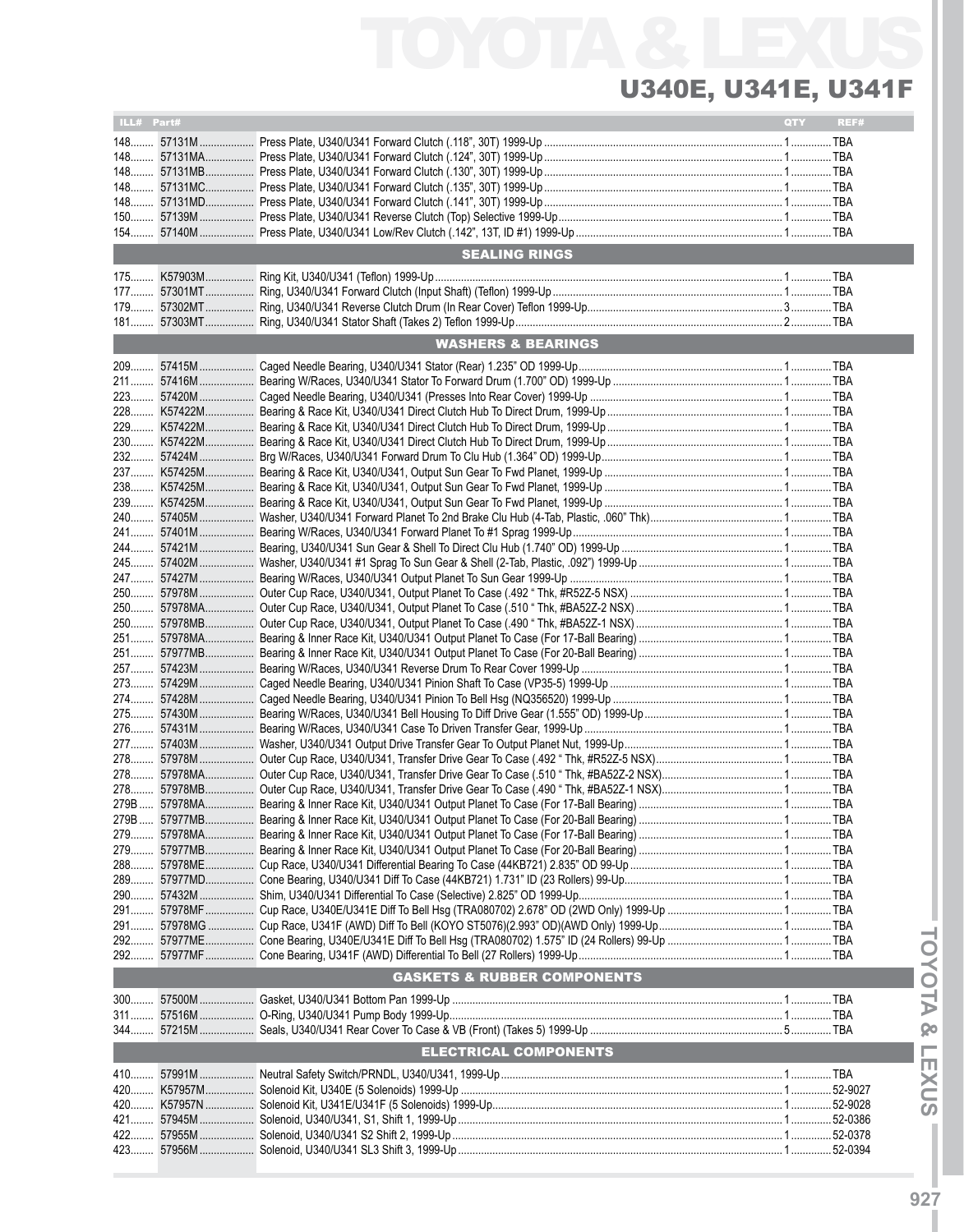# TOYOTA & LEXUS

## U340E, U341E, U341F

| ILL# | Part# | | QTY | REF# |
|---|---|---|---|---|
| 148 | 57131M | Press Plate, U340/U341 Forward Clutch (.118", 30T) 1999-Up | 1 | TBA |
| 148 | 57131MA | Press Plate, U340/U341 Forward Clutch (.124", 30T) 1999-Up | 1 | TBA |
| 148 | 57131MB | Press Plate, U340/U341 Forward Clutch (.130", 30T) 1999-Up | 1 | TBA |
| 148 | 57131MC | Press Plate, U340/U341 Forward Clutch (.135", 30T) 1999-Up | 1 | TBA |
| 148 | 57131MD | Press Plate, U340/U341 Forward Clutch (.141", 30T) 1999-Up | 1 | TBA |
| 150 | 57139M | Press Plate, U340/U341 Reverse Clutch (Top) Selective 1999-Up | 1 | TBA |
| 154 | 57140M | Press Plate, U340/U341 Low/Rev Clutch (.142", 13T, ID #1) 1999-Up | 1 | TBA |
| | | **SEALING RINGS** | | |
| 175 | K57903M | Ring Kit, U340/U341 (Teflon) 1999-Up | 1 | TBA |
| 177 | 57301MT | Ring, U340/U341 Forward Clutch (Input Shaft) (Teflon) 1999-Up | 1 | TBA |
| 179 | 57302MT | Ring, U340/U341 Reverse Clutch Drum (In Rear Cover) Teflon 1999-Up | 3 | TBA |
| 181 | 57303MT | Ring, U340/U341 Stator Shaft (Takes 2) Teflon 1999-Up | 2 | TBA |
| | | **WASHERS & BEARINGS** | | |
| 209 | 57415M | Caged Needle Bearing, U340/U341 Stator (Rear) 1.235" OD 1999-Up | 1 | TBA |
| 211 | 57416M | Bearing W/Races, U340/U341 Stator To Forward Drum (1.700" OD) 1999-Up | 1 | TBA |
| 223 | 57420M | Caged Needle Bearing, U340/U341 (Presses Into Rear Cover) 1999-Up | 1 | TBA |
| 228 | K57422M | Bearing & Race Kit, U340/U341 Direct Clutch Hub To Direct Drum, 1999-Up | 1 | TBA |
| 229 | K57422M | Bearing & Race Kit, U340/U341 Direct Clutch Hub To Direct Drum, 1999-Up | 1 | TBA |
| 230 | K57422M | Bearing & Race Kit, U340/U341 Direct Clutch Hub To Direct Drum, 1999-Up | 1 | TBA |
| 232 | 57424M | Brg W/Races, U340/U341 Forward Drum To Clu Hub (1.364" OD) 1999-Up | 1 | TBA |
| 237 | K57425M | Bearing & Race Kit, U340/U341, Output Sun Gear To Fwd Planet, 1999-Up | 1 | TBA |
| 238 | K57425M | Bearing & Race Kit, U340/U341, Output Sun Gear To Fwd Planet, 1999-Up | 1 | TBA |
| 239 | K57425M | Bearing & Race Kit, U340/U341, Output Sun Gear To Fwd Planet, 1999-Up | 1 | TBA |
| 240 | 57405M | Washer, U340/U341 Forward Planet To 2nd Brake Clu Hub (4-Tab, Plastic, .060" Thk) | 1 | TBA |
| 241 | 57401M | Bearing W/Races, U340/U341 Forward Planet To #1 Sprag 1999-Up | 1 | TBA |
| 244 | 57421M | Bearing, U340/U341 Sun Gear & Shell To Direct Clu Hub (1.740" OD) 1999-Up | 1 | TBA |
| 245 | 57402M | Washer, U340/U341 #1 Sprag To Sun Gear & Shell (2-Tab, Plastic, .092") 1999-Up | 1 | TBA |
| 247 | 57427M | Bearing W/Races, U340/U341 Output Planet To Sun Gear 1999-Up | 1 | TBA |
| 250 | 57978M | Outer Cup Race, U340/U341, Output Planet To Case (.492 " Thk, #R52Z-5 NSX) | 1 | TBA |
| 250 | 57978MA | Outer Cup Race, U340/U341, Output Planet To Case (.510 " Thk, #BA52Z-2 NSX) | 1 | TBA |
| 250 | 57978MB | Outer Cup Race, U340/U341, Output Planet To Case (.490 " Thk, #BA52Z-1 NSX) | 1 | TBA |
| 251 | 57978MA | Bearing & Inner Race Kit, U340/U341 Output Planet To Case (For 17-Ball Bearing) | 1 | TBA |
| 251 | 57977MB | Bearing & Inner Race Kit, U340/U341 Output Planet To Case (For 20-Ball Bearing) | 1 | TBA |
| 257 | 57423M | Bearing W/Races, U340/U341 Reverse Drum To Rear Cover 1999-Up | 1 | TBA |
| 273 | 57429M | Caged Needle Bearing, U340/U341 Pinion Shaft To Case (VP35-5) 1999-Up | 1 | TBA |
| 274 | 57428M | Caged Needle Bearing, U340/U341 Pinion To Bell Hsg (NQ356520) 1999-Up | 1 | TBA |
| 275 | 57430M | Bearing W/Races, U340/U341 Bell Housing To Diff Drive Gear (1.555" OD) 1999-Up | 1 | TBA |
| 276 | 57431M | Bearing W/Races, U340/U341 Case To Driven Transfer Gear, 1999-Up | 1 | TBA |
| 277 | 57403M | Washer, U340/U341 Output Drive Transfer Gear To Output Planet Nut, 1999-Up | 1 | TBA |
| 278 | 57978M | Outer Cup Race, U340/U341, Transfer Drive Gear To Case (.492 " Thk, #R52Z-5 NSX) | 1 | TBA |
| 278 | 57978MA | Outer Cup Race, U340/U341, Transfer Drive Gear To Case (.510 " Thk, #BA52Z-2 NSX) | 1 | TBA |
| 278 | 57978MB | Outer Cup Race, U340/U341, Transfer Drive Gear To Case (.490 " Thk, #BA52Z-1 NSX) | 1 | TBA |
| 279B | 57978MA | Bearing & Inner Race Kit, U340/U341 Output Planet To Case (For 17-Ball Bearing) | 1 | TBA |
| 279B | 57977MB | Bearing & Inner Race Kit, U340/U341 Output Planet To Case (For 20-Ball Bearing) | 1 | TBA |
| 279 | 57978MA | Bearing & Inner Race Kit, U340/U341 Output Planet To Case (For 17-Ball Bearing) | 1 | TBA |
| 279 | 57977MB | Bearing & Inner Race Kit, U340/U341 Output Planet To Case (For 20-Ball Bearing) | 1 | TBA |
| 288 | 57978ME | Cup Race, U340/U341 Differential Bearing To Case (44KB721) 2.835" OD 99-Up | 1 | TBA |
| 289 | 57977MD | Cone Bearing, U340/U341 Diff To Case (44KB721) 1.731" ID (23 Rollers) 99-Up | 1 | TBA |
| 290 | 57432M | Shim, U340/U341 Differential To Case (Selective) 2.825" OD 1999-Up | 1 | TBA |
| 291 | 57978MF | Cup Race, U340E/U341E Diff To Bell Hsg (TRA080702) 2.678" OD (2WD Only) 1999-Up | 1 | TBA |
| 291 | 57978MG | Cup Race, U341F (AWD) Diff To Bell (KOYO ST5076)(2.993" OD)(AWD Only) 1999-Up | 1 | TBA |
| 292 | 57977ME | Cone Bearing, U340E/U341E Diff To Bell Hsg (TRA080702) 1.575" ID (24 Rollers) 99-Up | 1 | TBA |
| 292 | 57977MF | Cone Bearing, U341F (AWD) Differential To Bell (27 Rollers) 1999-Up | 1 | TBA |
| | | **GASKETS & RUBBER COMPONENTS** | | |
| 300 | 57500M | Gasket, U340/U341 Bottom Pan 1999-Up | 1 | TBA |
| 311 | 57516M | O-Ring, U340/U341 Pump Body 1999-Up | 1 | TBA |
| 344 | 57215M | Seals, U340/U341 Rear Cover To Case & VB (Front) (Takes 5) 1999-Up | 5 | TBA |
| | | **ELECTRICAL COMPONENTS** | | |
| 410 | 57991M | Neutral Safety Switch/PRNDL, U340/U341, 1999-Up | 1 | TBA |
| 420 | K57957M | Solenoid Kit, U340E (5 Solenoids) 1999-Up | 1 | 52-9027 |
| 420 | K57957N | Solenoid Kit, U341E/U341F (5 Solenoids) 1999-Up | 1 | 52-9028 |
| 421 | 57945M | Solenoid, U340/U341, S1, Shift 1, 1999-Up | 1 | 52-0386 |
| 422 | 57955M | Solenoid, U340/U341 S2 Shift 2, 1999-Up | 1 | 52-0378 |
| 423 | 57956M | Solenoid, U340/U341 SL3 Shift 3, 1999-Up | 1 | 52-0394 |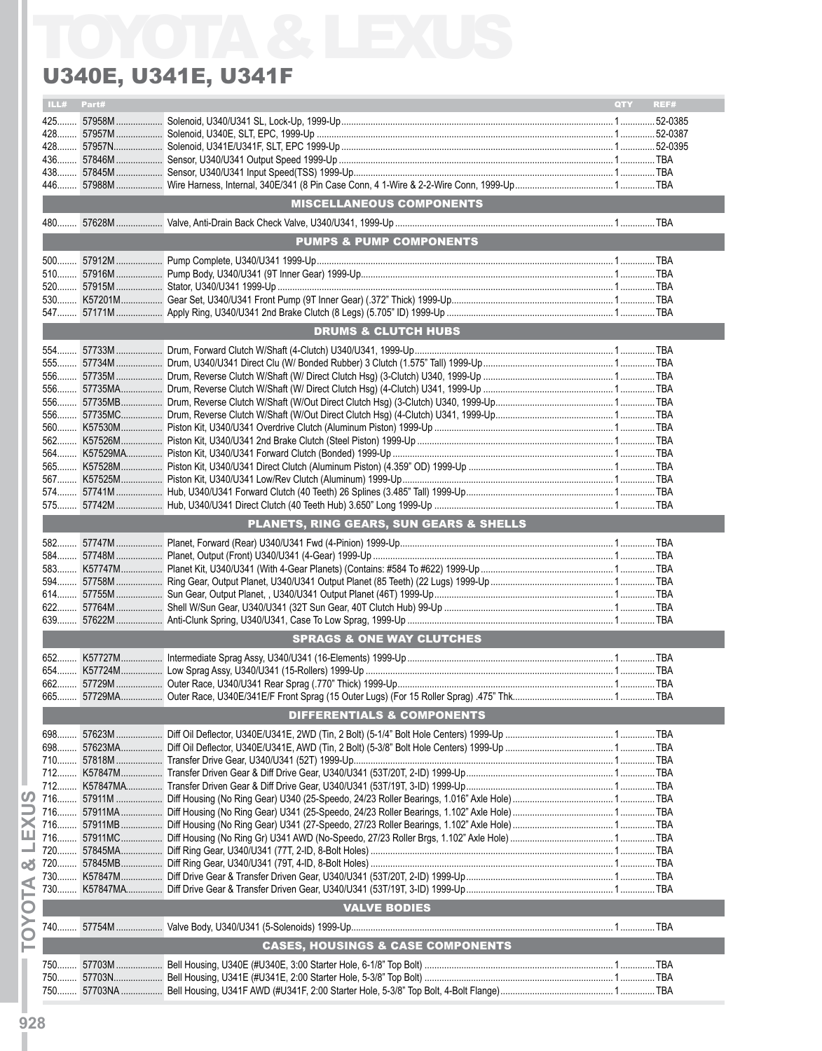# TOYOTA & LEXUS

## U340E, U341E, U341F

| ILL# | Part# | Description | QTY | REF# |
|---|---|---|---|---|
| 425 | 57958M | Solenoid, U340/U341 SL, Lock-Up, 1999-Up | 1 | 52-0385 |
| 428 | 57957M | Solenoid, U340E, SLT, EPC, 1999-Up | 1 | 52-0387 |
| 428 | 57957N | Solenoid, U341E/U341F, SLT, EPC 1999-Up | 1 | 52-0395 |
| 436 | 57846M | Sensor, U340/U341 Output Speed 1999-Up | 1 | TBA |
| 438 | 57845M | Sensor, U340/U341 Input Speed(TSS) 1999-Up | 1 | TBA |
| 446 | 57988M | Wire Harness, Internal, 340E/341 (8 Pin Case Conn, 4 1-Wire & 2-2-Wire Conn, 1999-Up | 1 | TBA |
| | | **MISCELLANEOUS COMPONENTS** | | |
| 480 | 57628M | Valve, Anti-Drain Back Check Valve, U340/U341, 1999-Up | 1 | TBA |
| | | **PUMPS & PUMP COMPONENTS** | | |
| 500 | 57912M | Pump Complete, U340/U341 1999-Up | 1 | TBA |
| 510 | 57916M | Pump Body, U340/U341 (9T Inner Gear) 1999-Up | 1 | TBA |
| 520 | 57915M | Stator, U340/U341 1999-Up | 1 | TBA |
| 530 | K57201M | Gear Set, U340/U341 Front Pump (9T Inner Gear) (.372" Thick) 1999-Up | 1 | TBA |
| 547 | 57171M | Apply Ring, U340/U341 2nd Brake Clutch (8 Legs) (5.705" ID) 1999-Up | 1 | TBA |
| | | **DRUMS & CLUTCH HUBS** | | |
| 554 | 57733M | Drum, Forward Clutch W/Shaft (4-Clutch) U340/U341, 1999-Up | 1 | TBA |
| 555 | 57734M | Drum, U340/U341 Direct Clu (W/ Bonded Rubber) 3 Clutch (1.575" Tall) 1999-Up | 1 | TBA |
| 556 | 57735M | Drum, Reverse Clutch W/Shaft (W/ Direct Clutch Hsg) (3-Clutch) U340, 1999-Up | 1 | TBA |
| 556 | 57735MA | Drum, Reverse Clutch W/Shaft (W/ Direct Clutch Hsg) (4-Clutch) U341, 1999-Up | 1 | TBA |
| 556 | 57735MB | Drum, Reverse Clutch W/Shaft (W/Out Direct Clutch Hsg) (3-Clutch) U340, 1999-Up | 1 | TBA |
| 556 | 57735MC | Drum, Reverse Clutch W/Shaft (W/Out Direct Clutch Hsg) (4-Clutch) U341, 1999-Up | 1 | TBA |
| 560 | K57530M | Piston Kit, U340/U341 Overdrive Clutch (Aluminum Piston) 1999-Up | 1 | TBA |
| 562 | K57526M | Piston Kit, U340/U341 2nd Brake Clutch (Steel Piston) 1999-Up | 1 | TBA |
| 564 | K57529MA | Piston Kit, U340/U341 Forward Clutch (Bonded) 1999-Up | 1 | TBA |
| 565 | K57528M | Piston Kit, U340/U341 Direct Clutch (Aluminum Piston) (4.359" OD) 1999-Up | 1 | TBA |
| 567 | K57525M | Piston Kit, U340/U341 Low/Rev Clutch (Aluminum) 1999-Up | 1 | TBA |
| 574 | 57741M | Hub, U340/U341 Forward Clutch (40 Teeth) 26 Splines (3.485" Tall) 1999-Up | 1 | TBA |
| 575 | 57742M | Hub, U340/U341 Direct Clutch (40 Teeth Hub) 3.650" Long 1999-Up | 1 | TBA |
| | | **PLANETS, RING GEARS, SUN GEARS & SHELLS** | | |
| 582 | 57747M | Planet, Forward (Rear) U340/U341 Fwd (4-Pinion) 1999-Up | 1 | TBA |
| 584 | 57748M | Planet, Output (Front) U340/U341 (4-Gear) 1999-Up | 1 | TBA |
| 583 | K57747M | Planet Kit, U340/U341 (With 4-Gear Planets) (Contains: #584 To #622) 1999-Up | 1 | TBA |
| 594 | 57758M | Ring Gear, Output Planet, U340/U341 Output Planet (85 Teeth) (22 Lugs) 1999-Up | 1 | TBA |
| 614 | 57755M | Sun Gear, Output Planet, , U340/U341 Output Planet (46T) 1999-Up | 1 | TBA |
| 622 | 57764M | Shell W/Sun Gear, U340/U341 (32T Sun Gear, 40T Clutch Hub) 99-Up | 1 | TBA |
| 639 | 57622M | Anti-Clunk Spring, U340/U341, Case To Low Sprag, 1999-Up | 1 | TBA |
| | | **SPRAGS & ONE WAY CLUTCHES** | | |
| 652 | K57727M | Intermediate Sprag Assy, U340/U341 (16-Elements) 1999-Up | 1 | TBA |
| 654 | K57724M | Low Sprag Assy, U340/U341 (15-Rollers) 1999-Up | 1 | TBA |
| 662 | 57729M | Outer Race, U340/U341 Rear Sprag (.770" Thick) 1999-Up | 1 | TBA |
| 665 | 57729MA | Outer Race, U340E/341E/F Front Sprag (15 Outer Lugs) (For 15 Roller Sprag) .475" Thk | 1 | TBA |
| | | **DIFFERENTIALS & COMPONENTS** | | |
| 698 | 57623M | Diff Oil Deflector, U340E/U341E, 2WD (Tin, 2 Bolt) (5-1/4" Bolt Hole Centers) 1999-Up | 1 | TBA |
| 698 | 57623MA | Diff Oil Deflector, U340E/U341E, AWD (Tin, 2 Bolt) (5-3/8" Bolt Hole Centers) 1999-Up | 1 | TBA |
| 710 | 57818M | Transfer Drive Gear, U340/U341 (52T) 1999-Up | 1 | TBA |
| 712 | K57847M | Transfer Driven Gear & Diff Drive Gear, U340/U341 (53T/20T, 2-ID) 1999-Up | 1 | TBA |
| 712 | K57847MA | Transfer Driven Gear & Diff Drive Gear, U340/U341 (53T/19T, 3-ID) 1999-Up | 1 | TBA |
| 716 | 57911M | Diff Housing (No Ring Gear) U340 (25-Speedo, 24/23 Roller Bearings, 1.016" Axle Hole) | 1 | TBA |
| 716 | 57911MA | Diff Housing (No Ring Gear) U341 (25-Speedo, 24/23 Roller Bearings, 1.102" Axle Hole) | 1 | TBA |
| 716 | 57911MB | Diff Housing (No Ring Gear) U341 (27-Speedo, 27/23 Roller Bearings, 1.102" Axle Hole) | 1 | TBA |
| 716 | 57911MC | Diff Housing (No Ring Gr) U341 AWD (No-Speedo, 27/23 Roller Brgs, 1.102" Axle Hole) | 1 | TBA |
| 720 | 57845MA | Diff Ring Gear, U340/U341 (77T, 2-ID, 8-Bolt Holes) | 1 | TBA |
| 720 | 57845MB | Diff Ring Gear, U340/U341 (79T, 4-ID, 8-Bolt Holes) | 1 | TBA |
| 730 | K57847M | Diff Drive Gear & Transfer Driven Gear, U340/U341 (53T/20T, 2-ID) 1999-Up | 1 | TBA |
| 730 | K57847MA | Diff Drive Gear & Transfer Driven Gear, U340/U341 (53T/19T, 3-ID) 1999-Up | 1 | TBA |
| | | **VALVE BODIES** | | |
| 740 | 57754M | Valve Body, U340/U341 (5-Solenoids) 1999-Up | 1 | TBA |
| | | **CASES, HOUSINGS & CASE COMPONENTS** | | |
| 750 | 57703M | Bell Housing, U340E (#U340E, 3:00 Starter Hole, 6-1/8" Top Bolt) | 1 | TBA |
| 750 | 57703N | Bell Housing, U341E (#U341E, 2:00 Starter Hole, 5-3/8" Top Bolt) | 1 | TBA |
| 750 | 57703NA | Bell Housing, U341F AWD (#U341F, 2:00 Starter Hole, 5-3/8" Top Bolt, 4-Bolt Flange) | 1 | TBA |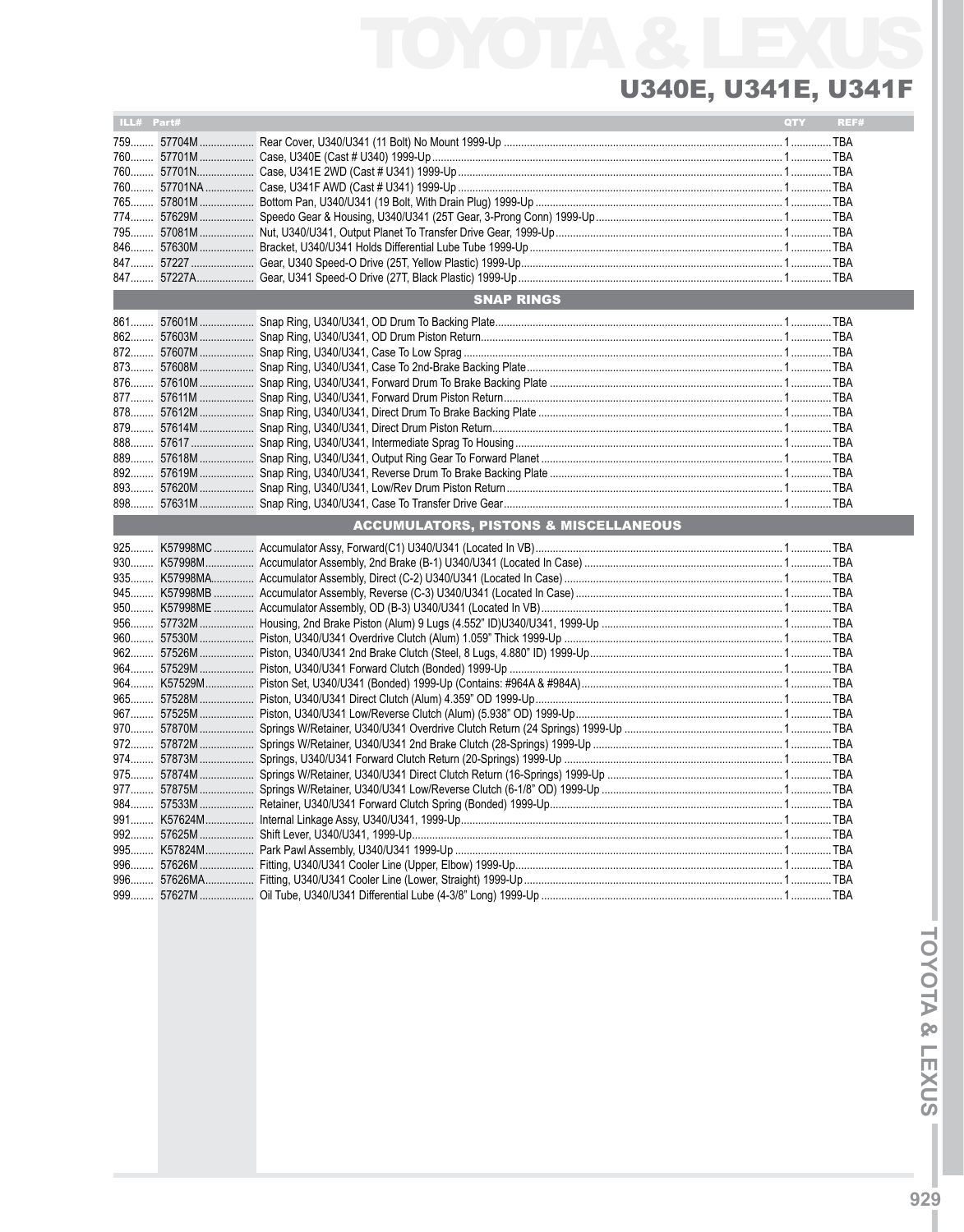# TOYOTA & LEXUS

## U340E, U341E, U341F

| ILL# | Part# | | QTY | REF# |
|---|---|---|---|---|
| 759 | 57704M | Rear Cover, U340/U341 (11 Bolt) No Mount 1999-Up | 1 | TBA |
| 760 | 57701M | Case, U340E (Cast # U340) 1999-Up | 1 | TBA |
| 760 | 57701N | Case, U341E 2WD (Cast # U341) 1999-Up | 1 | TBA |
| 760 | 57701NA | Case, U341F AWD (Cast # U341) 1999-Up | 1 | TBA |
| 765 | 57801M | Bottom Pan, U340/U341 (19 Bolt, With Drain Plug) 1999-Up | 1 | TBA |
| 774 | 57629M | Speedo Gear & Housing, U340/U341 (25T Gear, 3-Prong Conn) 1999-Up | 1 | TBA |
| 795 | 57081M | Nut, U340/U341, Output Planet To Transfer Drive Gear, 1999-Up | 1 | TBA |
| 846 | 57630M | Bracket, U340/U341 Holds Differential Lube Tube 1999-Up | 1 | TBA |
| 847 | 57227 | Gear, U340 Speed-O Drive (25T, Yellow Plastic) 1999-Up | 1 | TBA |
| 847 | 57227A | Gear, U341 Speed-O Drive (27T, Black Plastic) 1999-Up | 1 | TBA |
| | | **SNAP RINGS** | | |
| 861 | 57601M | Snap Ring, U340/U341, OD Drum To Backing Plate | 1 | TBA |
| 862 | 57603M | Snap Ring, U340/U341, OD Drum Piston Return | 1 | TBA |
| 872 | 57607M | Snap Ring, U340/U341, Case To Low Sprag | 1 | TBA |
| 873 | 57608M | Snap Ring, U340/U341, Case To 2nd-Brake Backing Plate | 1 | TBA |
| 876 | 57610M | Snap Ring, U340/U341, Forward Drum To Brake Backing Plate | 1 | TBA |
| 877 | 57611M | Snap Ring, U340/U341, Forward Drum Piston Return | 1 | TBA |
| 878 | 57612M | Snap Ring, U340/U341, Direct Drum To Brake Backing Plate | 1 | TBA |
| 879 | 57614M | Snap Ring, U340/U341, Direct Drum Piston Return | 1 | TBA |
| 888 | 57617 | Snap Ring, U340/U341, Intermediate Sprag To Housing | 1 | TBA |
| 889 | 57618M | Snap Ring, U340/U341, Output Ring Gear To Forward Planet | 1 | TBA |
| 892 | 57619M | Snap Ring, U340/U341, Reverse Drum To Brake Backing Plate | 1 | TBA |
| 893 | 57620M | Snap Ring, U340/U341, Low/Rev Drum Piston Return | 1 | TBA |
| 898 | 57631M | Snap Ring, U340/U341, Case To Transfer Drive Gear | 1 | TBA |
| | | **ACCUMULATORS, PISTONS & MISCELLANEOUS** | | |
| 925 | K57998MC | Accumulator Assy, Forward(C1) U340/U341 (Located In VB) | 1 | TBA |
| 930 | K57998M | Accumulator Assembly, 2nd Brake (B-1) U340/U341 (Located In Case) | 1 | TBA |
| 935 | K57998MA | Accumulator Assembly, Direct (C-2) U340/U341 (Located In Case) | 1 | TBA |
| 945 | K57998MB | Accumulator Assembly, Reverse (C-3) U340/U341 (Located In Case) | 1 | TBA |
| 950 | K57998ME | Accumulator Assembly, OD (B-3) U340/U341 (Located In VB) | 1 | TBA |
| 956 | 57732M | Housing, 2nd Brake Piston (Alum) 9 Lugs (4.552" ID)U340/U341, 1999-Up | 1 | TBA |
| 960 | 57530M | Piston, U340/U341 Overdrive Clutch (Alum) 1.059" Thick 1999-Up | 1 | TBA |
| 962 | 57526M | Piston, U340/U341 2nd Brake Clutch (Steel, 8 Lugs, 4.880" ID) 1999-Up | 1 | TBA |
| 964 | 57529M | Piston, U340/U341 Forward Clutch (Bonded) 1999-Up | 1 | TBA |
| 964 | K57529M | Piston Set, U340/U341 (Bonded) 1999-Up (Contains: #964A & #984A) | 1 | TBA |
| 965 | 57528M | Piston, U340/U341 Direct Clutch (Alum) 4.359" OD 1999-Up | 1 | TBA |
| 967 | 57525M | Piston, U340/U341 Low/Reverse Clutch (Alum) (5.938" OD) 1999-Up | 1 | TBA |
| 970 | 57870M | Springs W/Retainer, U340/U341 Overdrive Clutch Return (24 Springs) 1999-Up | 1 | TBA |
| 972 | 57872M | Springs W/Retainer, U340/U341 2nd Brake Clutch (28-Springs) 1999-Up | 1 | TBA |
| 974 | 57873M | Springs, U340/U341 Forward Clutch Return (20-Springs) 1999-Up | 1 | TBA |
| 975 | 57874M | Springs W/Retainer, U340/U341 Direct Clutch Return (16-Springs) 1999-Up | 1 | TBA |
| 977 | 57875M | Springs W/Retainer, U340/U341 Low/Reverse Clutch (6-1/8" OD) 1999-Up | 1 | TBA |
| 984 | 57533M | Retainer, U340/U341 Forward Clutch Spring (Bonded) 1999-Up | 1 | TBA |
| 991 | K57624M | Internal Linkage Assy, U340/U341, 1999-Up | 1 | TBA |
| 992 | 57625M | Shift Lever, U340/U341, 1999-Up | 1 | TBA |
| 995 | K57824M | Park Pawl Assembly, U340/U341 1999-Up | 1 | TBA |
| 996 | 57626M | Fitting, U340/U341 Cooler Line (Upper, Elbow) 1999-Up | 1 | TBA |
| 996 | 57626MA | Fitting, U340/U341 Cooler Line (Lower, Straight) 1999-Up | 1 | TBA |
| 999 | 57627M | Oil Tube, U340/U341 Differential Lube (4-3/8" Long) 1999-Up | 1 | TBA |